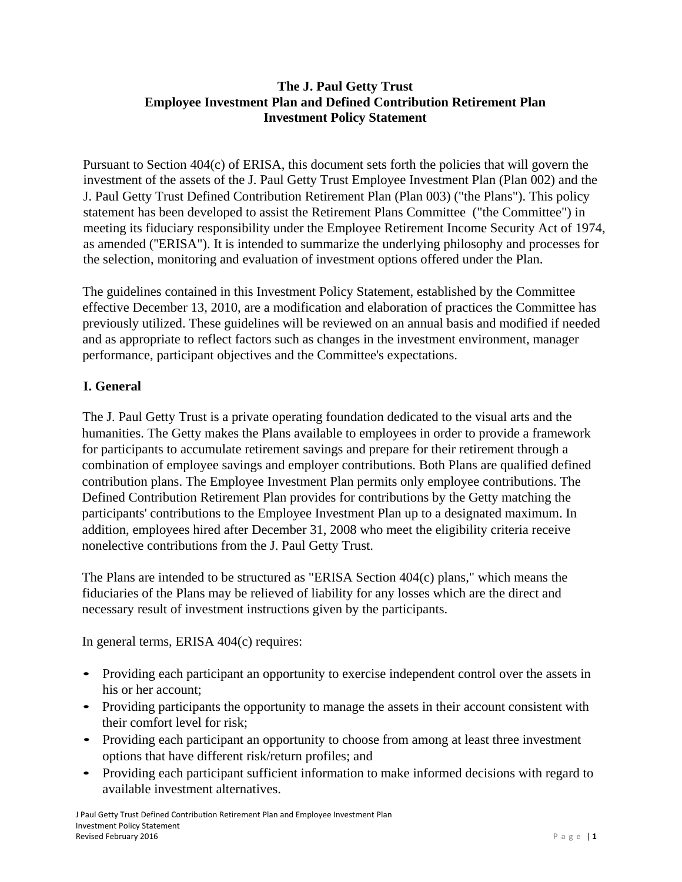# The J. Paul Getty Trust
## Employee Investment Plan and Defined Contribution Retirement Plan
## Investment Policy Statement

Pursuant to Section 404(c) of ERISA, this document sets forth the policies that will govern the investment of the assets of the J. Paul Getty Trust Employee Investment Plan (Plan 002) and the J. Paul Getty Trust Defined Contribution Retirement Plan (Plan 003) ("the Plans"). This policy statement has been developed to assist the Retirement Plans Committee ("the Committee") in meeting its fiduciary responsibility under the Employee Retirement Income Security Act of 1974, as amended ("ERISA"). It is intended to summarize the underlying philosophy and processes for the selection, monitoring and evaluation of investment options offered under the Plan.

The guidelines contained in this Investment Policy Statement, established by the Committee effective December 13, 2010, are a modification and elaboration of practices the Committee has previously utilized. These guidelines will be reviewed on an annual basis and modified if needed and as appropriate to reflect factors such as changes in the investment environment, manager performance, participant objectives and the Committee's expectations.

## I. General

The J. Paul Getty Trust is a private operating foundation dedicated to the visual arts and the humanities. The Getty makes the Plans available to employees in order to provide a framework for participants to accumulate retirement savings and prepare for their retirement through a combination of employee savings and employer contributions. Both Plans are qualified defined contribution plans. The Employee Investment Plan permits only employee contributions. The Defined Contribution Retirement Plan provides for contributions by the Getty matching the participants' contributions to the Employee Investment Plan up to a designated maximum. In addition, employees hired after December 31, 2008 who meet the eligibility criteria receive nonelective contributions from the J. Paul Getty Trust.

The Plans are intended to be structured as "ERISA Section 404(c) plans," which means the fiduciaries of the Plans may be relieved of liability for any losses which are the direct and necessary result of investment instructions given by the participants.

In general terms, ERISA 404(c) requires:

- Providing each participant an opportunity to exercise independent control over the assets in his or her account;
- Providing participants the opportunity to manage the assets in their account consistent with their comfort level for risk;
- Providing each participant an opportunity to choose from among at least three investment options that have different risk/return profiles; and
- Providing each participant sufficient information to make informed decisions with regard to available investment alternatives.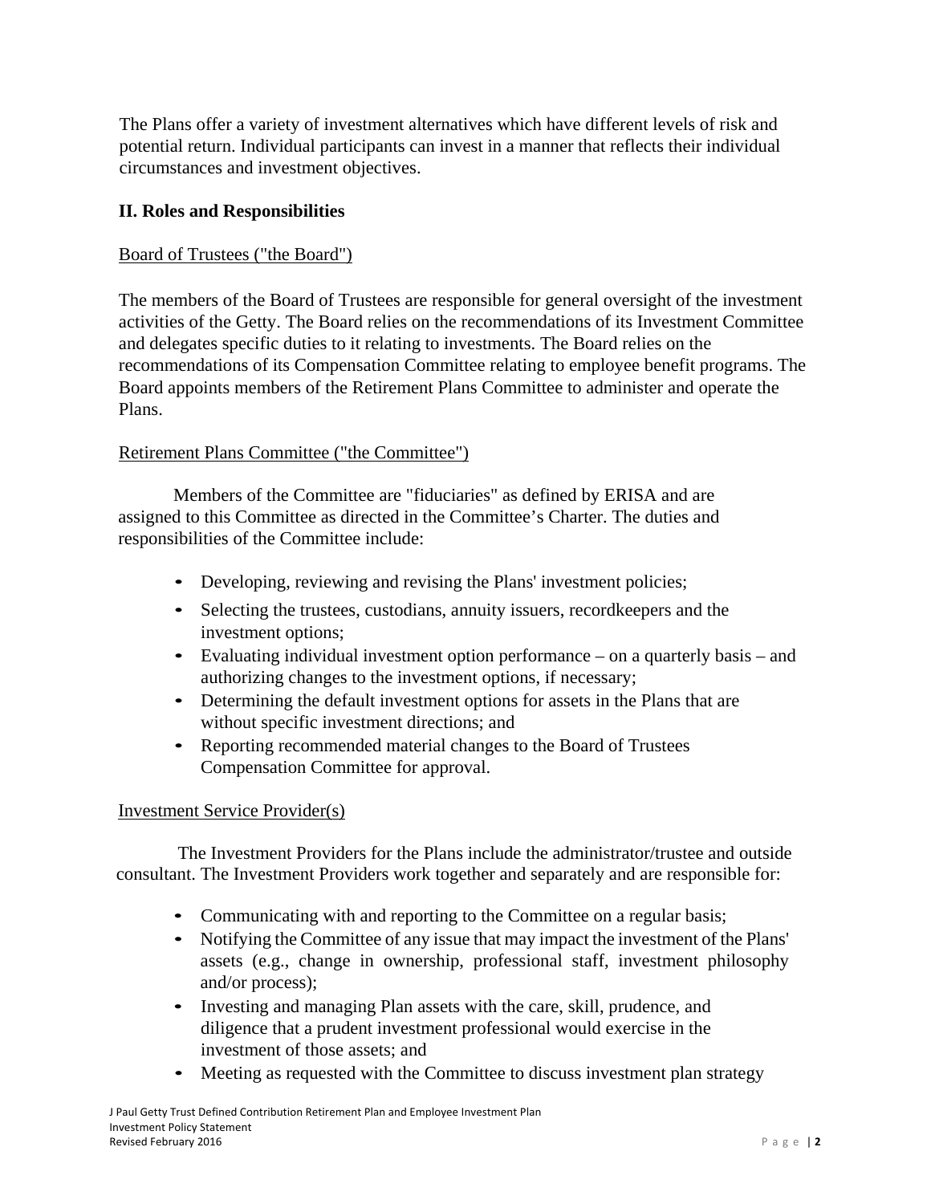The Plans offer a variety of investment alternatives which have different levels of risk and potential return. Individual participants can invest in a manner that reflects their individual circumstances and investment objectives.

## II. Roles and Responsibilities

### Board of Trustees ("the Board")

The members of the Board of Trustees are responsible for general oversight of the investment activities of the Getty. The Board relies on the recommendations of its Investment Committee and delegates specific duties to it relating to investments. The Board relies on the recommendations of its Compensation Committee relating to employee benefit programs. The Board appoints members of the Retirement Plans Committee to administer and operate the Plans.

### Retirement Plans Committee ("the Committee")

Members of the Committee are "fiduciaries" as defined by ERISA and are assigned to this Committee as directed in the Committee's Charter. The duties and responsibilities of the Committee include:

- Developing, reviewing and revising the Plans' investment policies;
- Selecting the trustees, custodians, annuity issuers, recordkeepers and the investment options;
- Evaluating individual investment option performance – on a quarterly basis – and authorizing changes to the investment options, if necessary;
- Determining the default investment options for assets in the Plans that are without specific investment directions; and
- Reporting recommended material changes to the Board of Trustees Compensation Committee for approval.

### Investment Service Provider(s)

The Investment Providers for the Plans include the administrator/trustee and outside consultant. The Investment Providers work together and separately and are responsible for:

- Communicating with and reporting to the Committee on a regular basis;
- Notifying the Committee of any issue that may impact the investment of the Plans' assets (e.g., change in ownership, professional staff, investment philosophy and/or process);
- Investing and managing Plan assets with the care, skill, prudence, and diligence that a prudent investment professional would exercise in the investment of those assets; and
- Meeting as requested with the Committee to discuss investment plan strategy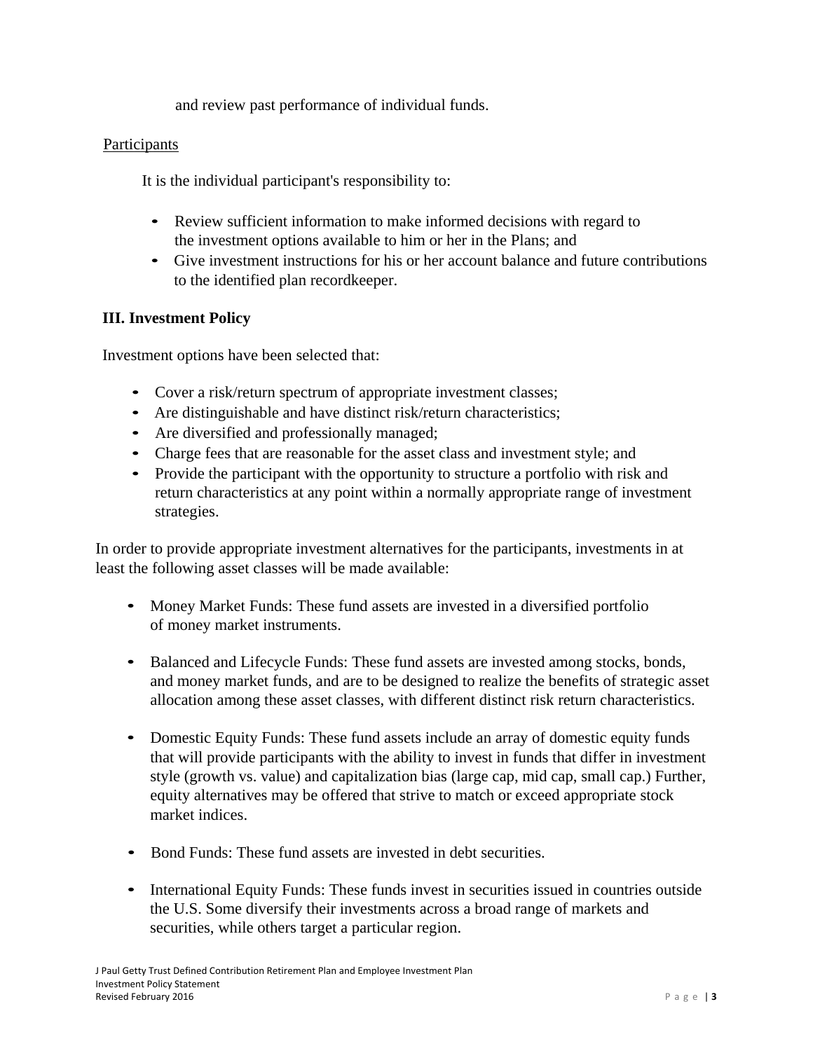and review past performance of individual funds.

Participants

It is the individual participant's responsibility to:

- Review sufficient information to make informed decisions with regard to the investment options available to him or her in the Plans; and
- Give investment instructions for his or her account balance and future contributions to the identified plan recordkeeper.

### III. Investment Policy

Investment options have been selected that:

- Cover a risk/return spectrum of appropriate investment classes;
- Are distinguishable and have distinct risk/return characteristics;
- Are diversified and professionally managed;
- Charge fees that are reasonable for the asset class and investment style; and
- Provide the participant with the opportunity to structure a portfolio with risk and return characteristics at any point within a normally appropriate range of investment strategies.

In order to provide appropriate investment alternatives for the participants, investments in at least the following asset classes will be made available:

- Money Market Funds: These fund assets are invested in a diversified portfolio of money market instruments.

- Balanced and Lifecycle Funds: These fund assets are invested among stocks, bonds, and money market funds, and are to be designed to realize the benefits of strategic asset allocation among these asset classes, with different distinct risk return characteristics.

- Domestic Equity Funds: These fund assets include an array of domestic equity funds that will provide participants with the ability to invest in funds that differ in investment style (growth vs. value) and capitalization bias (large cap, mid cap, small cap.) Further, equity alternatives may be offered that strive to match or exceed appropriate stock market indices.

- Bond Funds: These fund assets are invested in debt securities.

- International Equity Funds: These funds invest in securities issued in countries outside the U.S. Some diversify their investments across a broad range of markets and securities, while others target a particular region.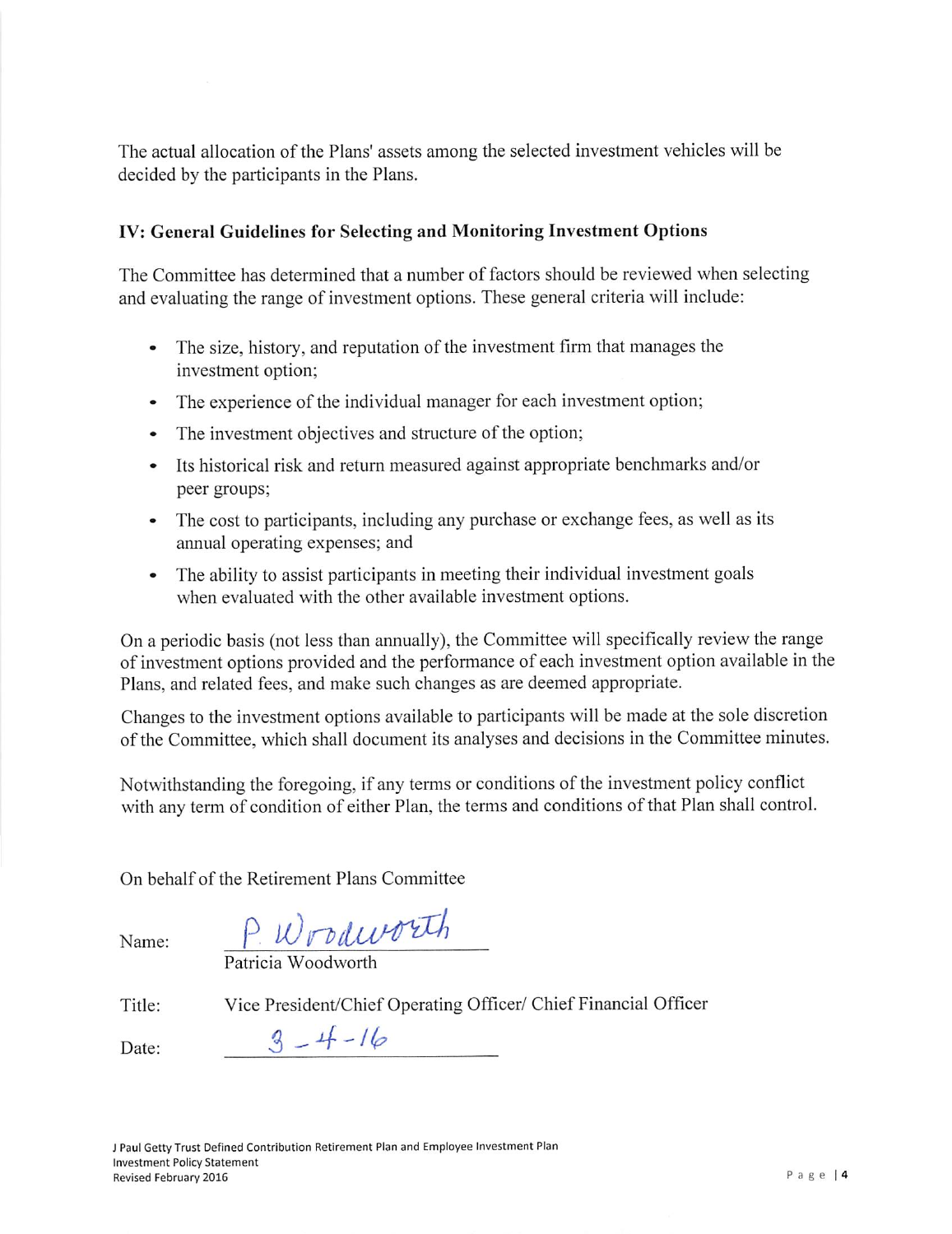The actual allocation of the Plans' assets among the selected investment vehicles will be decided by the participants in the Plans.

### IV: General Guidelines for Selecting and Monitoring Investment Options

The Committee has determined that a number of factors should be reviewed when selecting and evaluating the range of investment options. These general criteria will include:

- The size, history, and reputation of the investment firm that manages the investment option;
- The experience of the individual manager for each investment option;
- The investment objectives and structure of the option;
- Its historical risk and return measured against appropriate benchmarks and/or peer groups;
- The cost to participants, including any purchase or exchange fees, as well as its annual operating expenses; and
- The ability to assist participants in meeting their individual investment goals when evaluated with the other available investment options.

On a periodic basis (not less than annually), the Committee will specifically review the range of investment options provided and the performance of each investment option available in the Plans, and related fees, and make such changes as are deemed appropriate.

Changes to the investment options available to participants will be made at the sole discretion of the Committee, which shall document its analyses and decisions in the Committee minutes.

Notwithstanding the foregoing, if any terms or conditions of the investment policy conflict with any term of condition of either Plan, the terms and conditions of that Plan shall control.

On behalf of the Retirement Plans Committee

Name: P. Woodworth
Patricia Woodworth

Title: Vice President/Chief Operating Officer/ Chief Financial Officer

Date: 3-4-16

J Paul Getty Trust Defined Contribution Retirement Plan and Employee Investment Plan
Investment Policy Statement
Revised February 2016